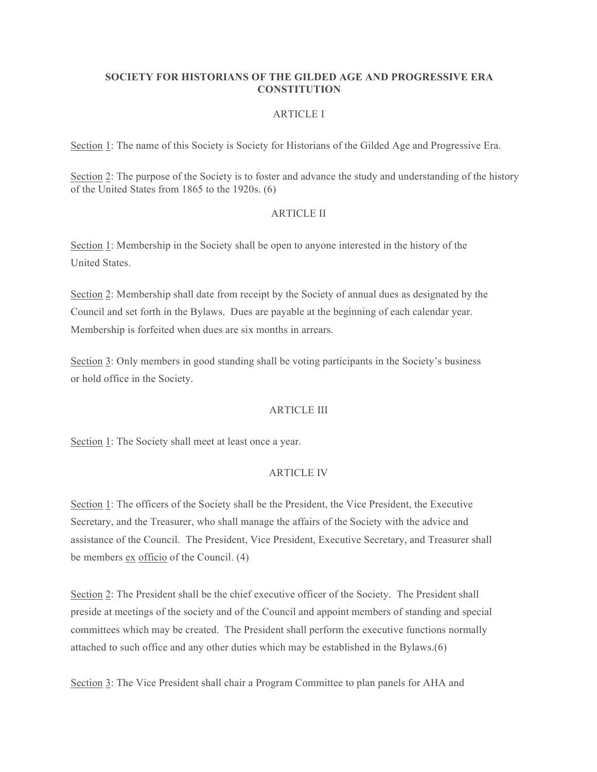# SOCIETY FOR HISTORIANS OF THE GILDED AGE AND PROGRESSIVE ERA CONSTITUTION

## ARTICLE I

Section 1: The name of this Society is Society for Historians of the Gilded Age and Progressive Era.

Section 2: The purpose of the Society is to foster and advance the study and understanding of the history of the United States from 1865 to the 1920s. (6)

## ARTICLE II

Section 1: Membership in the Society shall be open to anyone interested in the history of the United States.

Section 2: Membership shall date from receipt by the Society of annual dues as designated by the Council and set forth in the Bylaws. Dues are payable at the beginning of each calendar year. Membership is forfeited when dues are six months in arrears.

Section 3: Only members in good standing shall be voting participants in the Society's business or hold office in the Society.

## ARTICLE III

Section 1: The Society shall meet at least once a year.

## ARTICLE IV

Section 1: The officers of the Society shall be the President, the Vice President, the Executive Secretary, and the Treasurer, who shall manage the affairs of the Society with the advice and assistance of the Council. The President, Vice President, Executive Secretary, and Treasurer shall be members ex officio of the Council. (4)

Section 2: The President shall be the chief executive officer of the Society. The President shall preside at meetings of the society and of the Council and appoint members of standing and special committees which may be created. The President shall perform the executive functions normally attached to such office and any other duties which may be established in the Bylaws.(6)

Section 3: The Vice President shall chair a Program Committee to plan panels for AHA and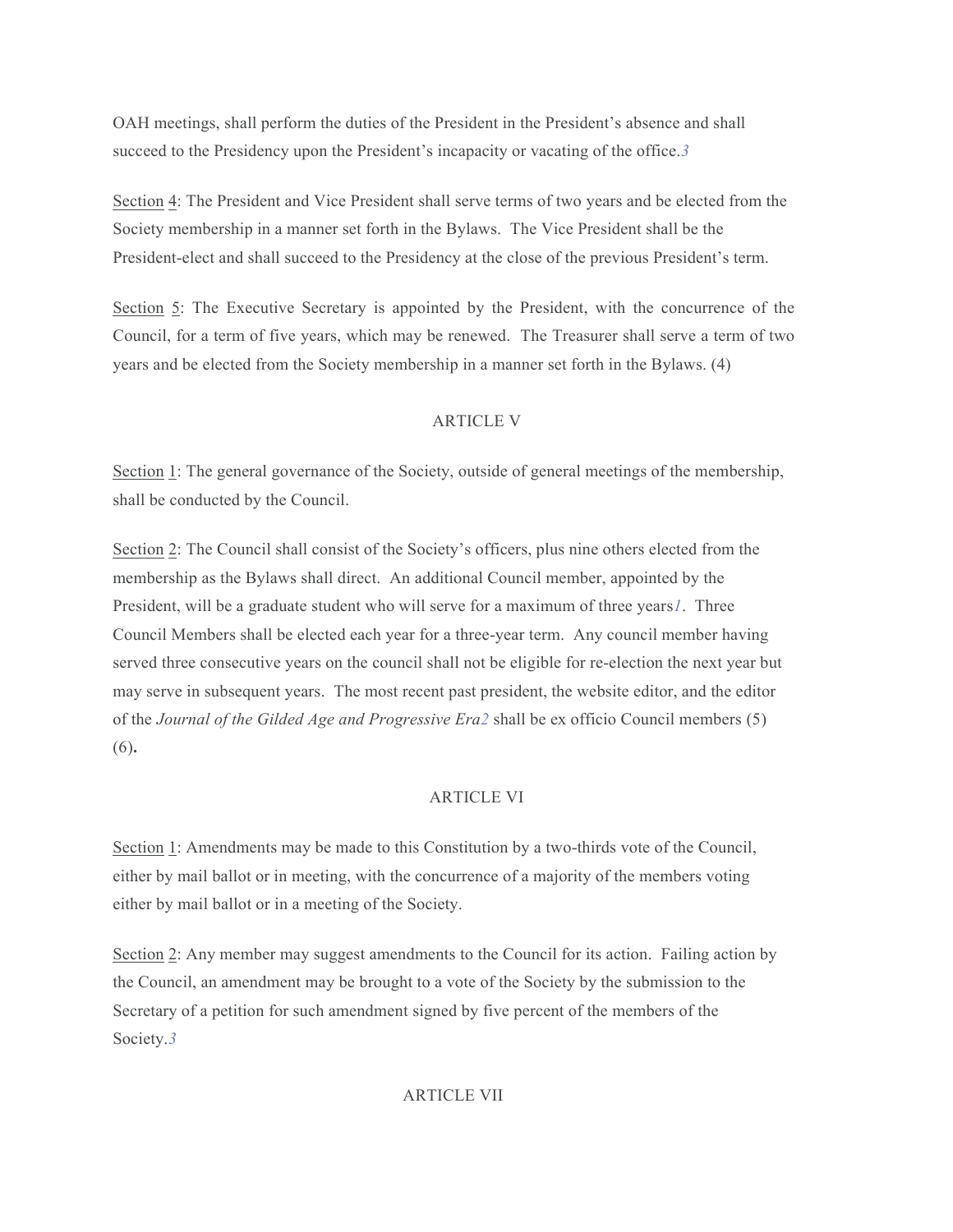OAH meetings, shall perform the duties of the President in the President's absence and shall succeed to the Presidency upon the President's incapacity or vacating of the office.[3]

Section 4: The President and Vice President shall serve terms of two years and be elected from the Society membership in a manner set forth in the Bylaws. The Vice President shall be the President-elect and shall succeed to the Presidency at the close of the previous President's term.

Section 5: The Executive Secretary is appointed by the President, with the concurrence of the Council, for a term of five years, which may be renewed. The Treasurer shall serve a term of two years and be elected from the Society membership in a manner set forth in the Bylaws. (4)

## ARTICLE V

Section 1: The general governance of the Society, outside of general meetings of the membership, shall be conducted by the Council.

Section 2: The Council shall consist of the Society's officers, plus nine others elected from the membership as the Bylaws shall direct. An additional Council member, appointed by the President, will be a graduate student who will serve for a maximum of three years[1]. Three Council Members shall be elected each year for a three-year term. Any council member having served three consecutive years on the council shall not be eligible for re-election the next year but may serve in subsequent years. The most recent past president, the website editor, and the editor of the *Journal of the Gilded Age and Progressive Era*[2] shall be ex officio Council members (5) (6)**.**

## ARTICLE VI

Section 1: Amendments may be made to this Constitution by a two-thirds vote of the Council, either by mail ballot or in meeting, with the concurrence of a majority of the members voting either by mail ballot or in a meeting of the Society.

Section 2: Any member may suggest amendments to the Council for its action. Failing action by the Council, an amendment may be brought to a vote of the Society by the submission to the Secretary of a petition for such amendment signed by five percent of the members of the Society.[3]

## ARTICLE VII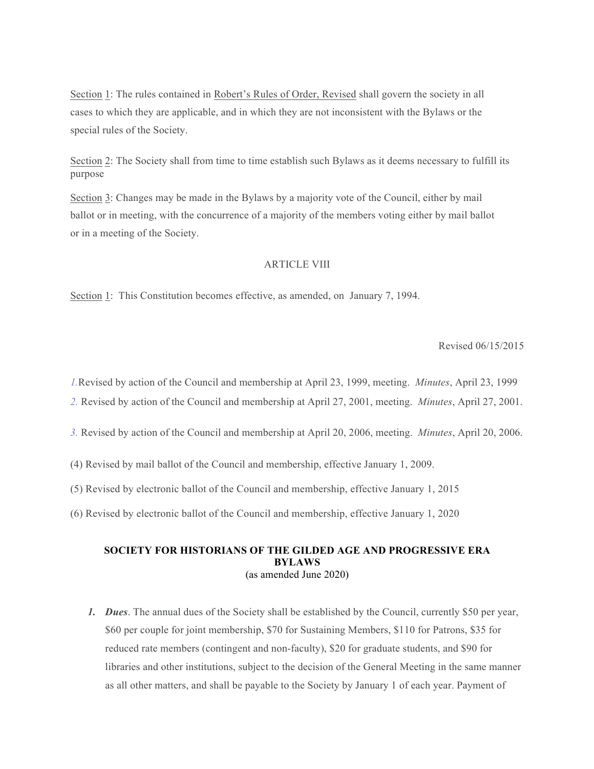Section 1: The rules contained in Robert's Rules of Order, Revised shall govern the society in all cases to which they are applicable, and in which they are not inconsistent with the Bylaws or the special rules of the Society.

Section 2: The Society shall from time to time establish such Bylaws as it deems necessary to fulfill its purpose

Section 3: Changes may be made in the Bylaws by a majority vote of the Council, either by mail ballot or in meeting, with the concurrence of a majority of the members voting either by mail ballot or in a meeting of the Society.

## ARTICLE VIII

Section 1: This Constitution becomes effective, as amended, on January 7, 1994.

Revised 06/15/2015

*1.* Revised by action of the Council and membership at April 23, 1999, meeting. *Minutes*, April 23, 1999

*2.* Revised by action of the Council and membership at April 27, 2001, meeting. *Minutes*, April 27, 2001.

*3.* Revised by action of the Council and membership at April 20, 2006, meeting. *Minutes*, April 20, 2006.

(4) Revised by mail ballot of the Council and membership, effective January 1, 2009.

(5) Revised by electronic ballot of the Council and membership, effective January 1, 2015

(6) Revised by electronic ballot of the Council and membership, effective January 1, 2020

## SOCIETY FOR HISTORIANS OF THE GILDED AGE AND PROGRESSIVE ERA BYLAWS

(as amended June 2020)

1. ***Dues***. The annual dues of the Society shall be established by the Council, currently $50 per year, $60 per couple for joint membership, $70 for Sustaining Members, $110 for Patrons, $35 for reduced rate members (contingent and non-faculty), $20 for graduate students, and $90 for libraries and other institutions, subject to the decision of the General Meeting in the same manner as all other matters, and shall be payable to the Society by January 1 of each year. Payment of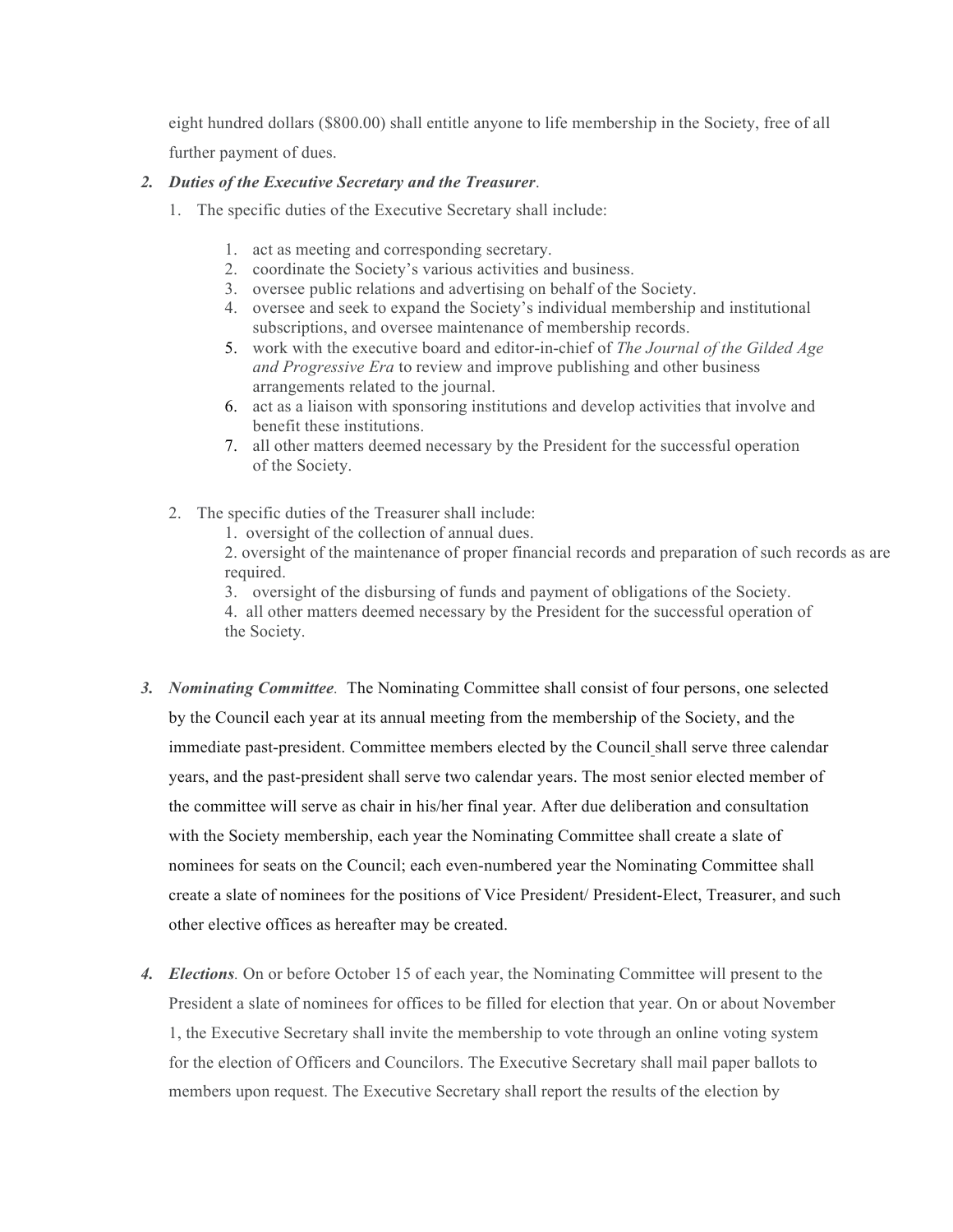eight hundred dollars ($800.00) shall entitle anyone to life membership in the Society, free of all further payment of dues.

2. ***Duties of the Executive Secretary and the Treasurer***.

   1. The specific duties of the Executive Secretary shall include:

      1. act as meeting and corresponding secretary.
      2. coordinate the Society's various activities and business.
      3. oversee public relations and advertising on behalf of the Society.
      4. oversee and seek to expand the Society's individual membership and institutional subscriptions, and oversee maintenance of membership records.
      5. work with the executive board and editor-in-chief of *The Journal of the Gilded Age and Progressive Era* to review and improve publishing and other business arrangements related to the journal.
      6. act as a liaison with sponsoring institutions and develop activities that involve and benefit these institutions.
      7. all other matters deemed necessary by the President for the successful operation of the Society.

   2. The specific duties of the Treasurer shall include:

      1. oversight of the collection of annual dues.
      2. oversight of the maintenance of proper financial records and preparation of such records as are required.
      3. oversight of the disbursing of funds and payment of obligations of the Society.
      4. all other matters deemed necessary by the President for the successful operation of the Society.

3. ***Nominating Committee***. The Nominating Committee shall consist of four persons, one selected by the Council each year at its annual meeting from the membership of the Society, and the immediate past-president. Committee members elected by the Council shall serve three calendar years, and the past-president shall serve two calendar years. The most senior elected member of the committee will serve as chair in his/her final year. After due deliberation and consultation with the Society membership, each year the Nominating Committee shall create a slate of nominees for seats on the Council; each even-numbered year the Nominating Committee shall create a slate of nominees for the positions of Vice President/ President-Elect, Treasurer, and such other elective offices as hereafter may be created.

4. ***Elections***. On or before October 15 of each year, the Nominating Committee will present to the President a slate of nominees for offices to be filled for election that year. On or about November 1, the Executive Secretary shall invite the membership to vote through an online voting system for the election of Officers and Councilors. The Executive Secretary shall mail paper ballots to members upon request. The Executive Secretary shall report the results of the election by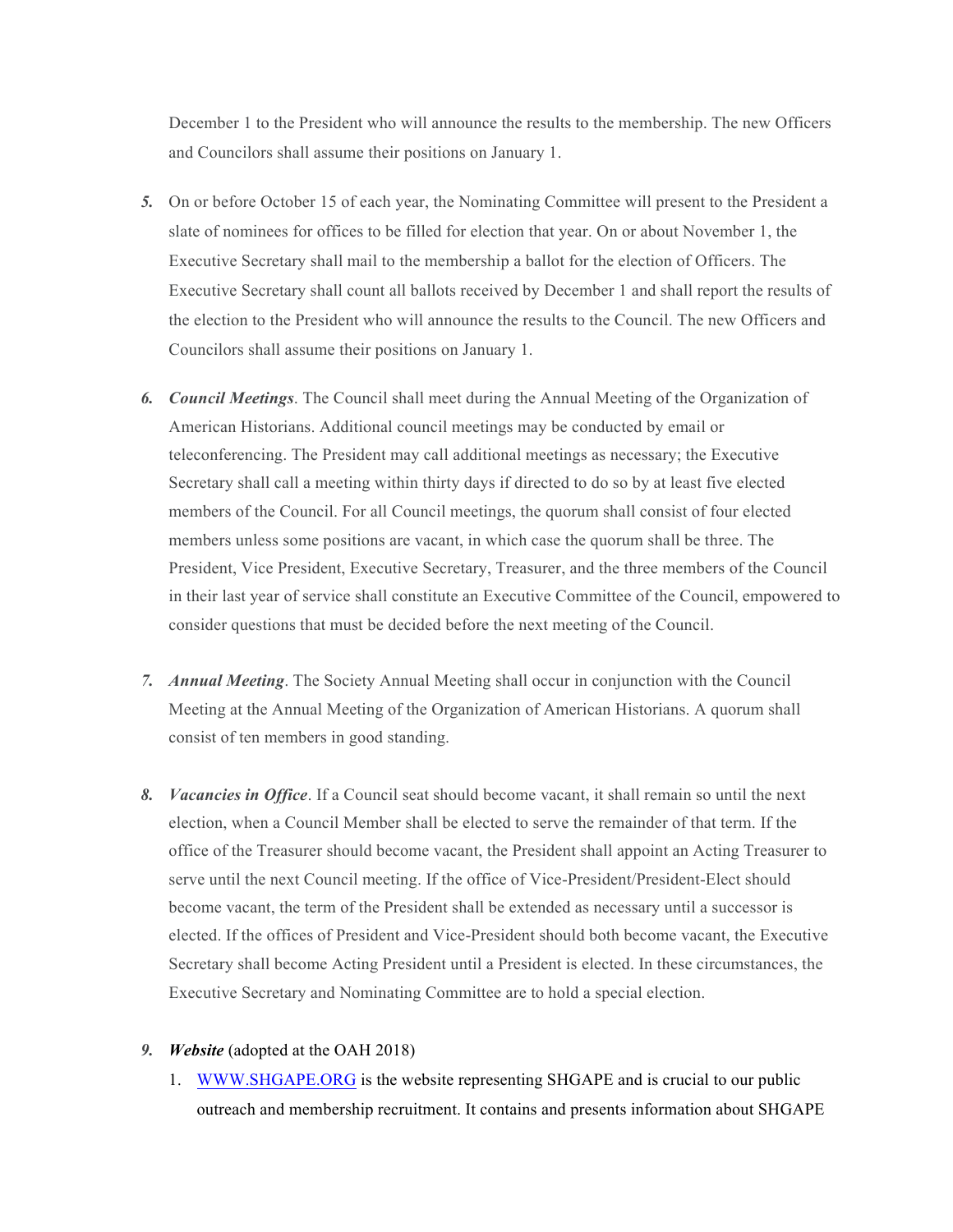December 1 to the President who will announce the results to the membership. The new Officers and Councilors shall assume their positions on January 1.

*5.* On or before October 15 of each year, the Nominating Committee will present to the President a slate of nominees for offices to be filled for election that year. On or about November 1, the Executive Secretary shall mail to the membership a ballot for the election of Officers. The Executive Secretary shall count all ballots received by December 1 and shall report the results of the election to the President who will announce the results to the Council. The new Officers and Councilors shall assume their positions on January 1.

*6.* ***Council Meetings***. The Council shall meet during the Annual Meeting of the Organization of American Historians. Additional council meetings may be conducted by email or teleconferencing. The President may call additional meetings as necessary; the Executive Secretary shall call a meeting within thirty days if directed to do so by at least five elected members of the Council. For all Council meetings, the quorum shall consist of four elected members unless some positions are vacant, in which case the quorum shall be three. The President, Vice President, Executive Secretary, Treasurer, and the three members of the Council in their last year of service shall constitute an Executive Committee of the Council, empowered to consider questions that must be decided before the next meeting of the Council.

*7.* ***Annual Meeting***. The Society Annual Meeting shall occur in conjunction with the Council Meeting at the Annual Meeting of the Organization of American Historians. A quorum shall consist of ten members in good standing.

*8.* ***Vacancies in Office***. If a Council seat should become vacant, it shall remain so until the next election, when a Council Member shall be elected to serve the remainder of that term. If the office of the Treasurer should become vacant, the President shall appoint an Acting Treasurer to serve until the next Council meeting. If the office of Vice-President/President-Elect should become vacant, the term of the President shall be extended as necessary until a successor is elected. If the offices of President and Vice-President should both become vacant, the Executive Secretary shall become Acting President until a President is elected. In these circumstances, the Executive Secretary and Nominating Committee are to hold a special election.

*9.* ***Website*** (adopted at the OAH 2018)

1. [WWW.SHGAPE.ORG](http://WWW.SHGAPE.ORG) is the website representing SHGAPE and is crucial to our public outreach and membership recruitment. It contains and presents information about SHGAPE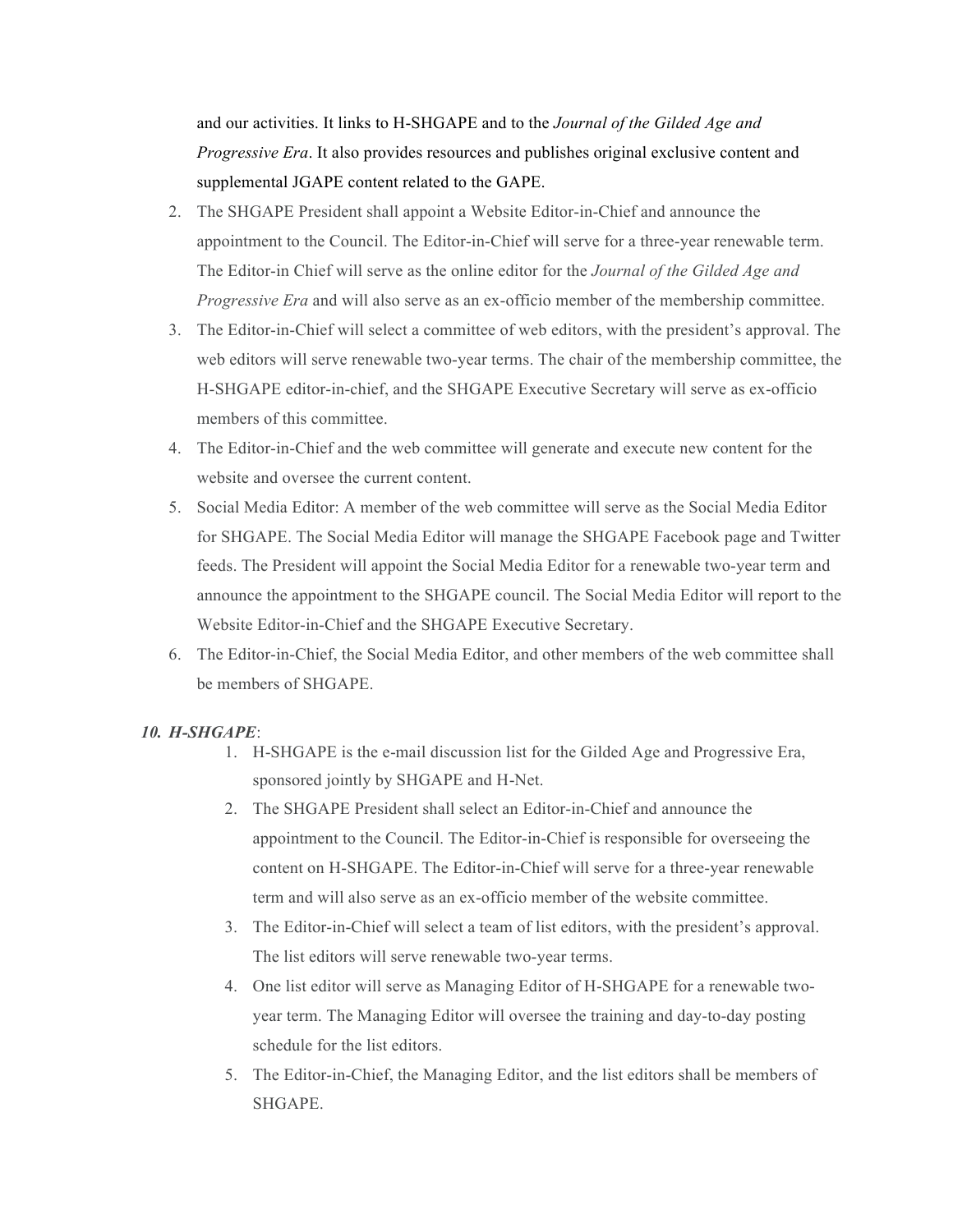and our activities. It links to H-SHGAPE and to the *Journal of the Gilded Age and Progressive Era*. It also provides resources and publishes original exclusive content and supplemental JGAPE content related to the GAPE.

2. The SHGAPE President shall appoint a Website Editor-in-Chief and announce the appointment to the Council. The Editor-in-Chief will serve for a three-year renewable term. The Editor-in Chief will serve as the online editor for the *Journal of the Gilded Age and Progressive Era* and will also serve as an ex-officio member of the membership committee.
3. The Editor-in-Chief will select a committee of web editors, with the president's approval. The web editors will serve renewable two-year terms. The chair of the membership committee, the H-SHGAPE editor-in-chief, and the SHGAPE Executive Secretary will serve as ex-officio members of this committee.
4. The Editor-in-Chief and the web committee will generate and execute new content for the website and oversee the current content.
5. Social Media Editor: A member of the web committee will serve as the Social Media Editor for SHGAPE. The Social Media Editor will manage the SHGAPE Facebook page and Twitter feeds. The President will appoint the Social Media Editor for a renewable two-year term and announce the appointment to the SHGAPE council. The Social Media Editor will report to the Website Editor-in-Chief and the SHGAPE Executive Secretary.
6. The Editor-in-Chief, the Social Media Editor, and other members of the web committee shall be members of SHGAPE.

***10. H-SHGAPE***:

1. H-SHGAPE is the e-mail discussion list for the Gilded Age and Progressive Era, sponsored jointly by SHGAPE and H-Net.
2. The SHGAPE President shall select an Editor-in-Chief and announce the appointment to the Council. The Editor-in-Chief is responsible for overseeing the content on H-SHGAPE. The Editor-in-Chief will serve for a three-year renewable term and will also serve as an ex-officio member of the website committee.
3. The Editor-in-Chief will select a team of list editors, with the president's approval. The list editors will serve renewable two-year terms.
4. One list editor will serve as Managing Editor of H-SHGAPE for a renewable two-year term. The Managing Editor will oversee the training and day-to-day posting schedule for the list editors.
5. The Editor-in-Chief, the Managing Editor, and the list editors shall be members of SHGAPE.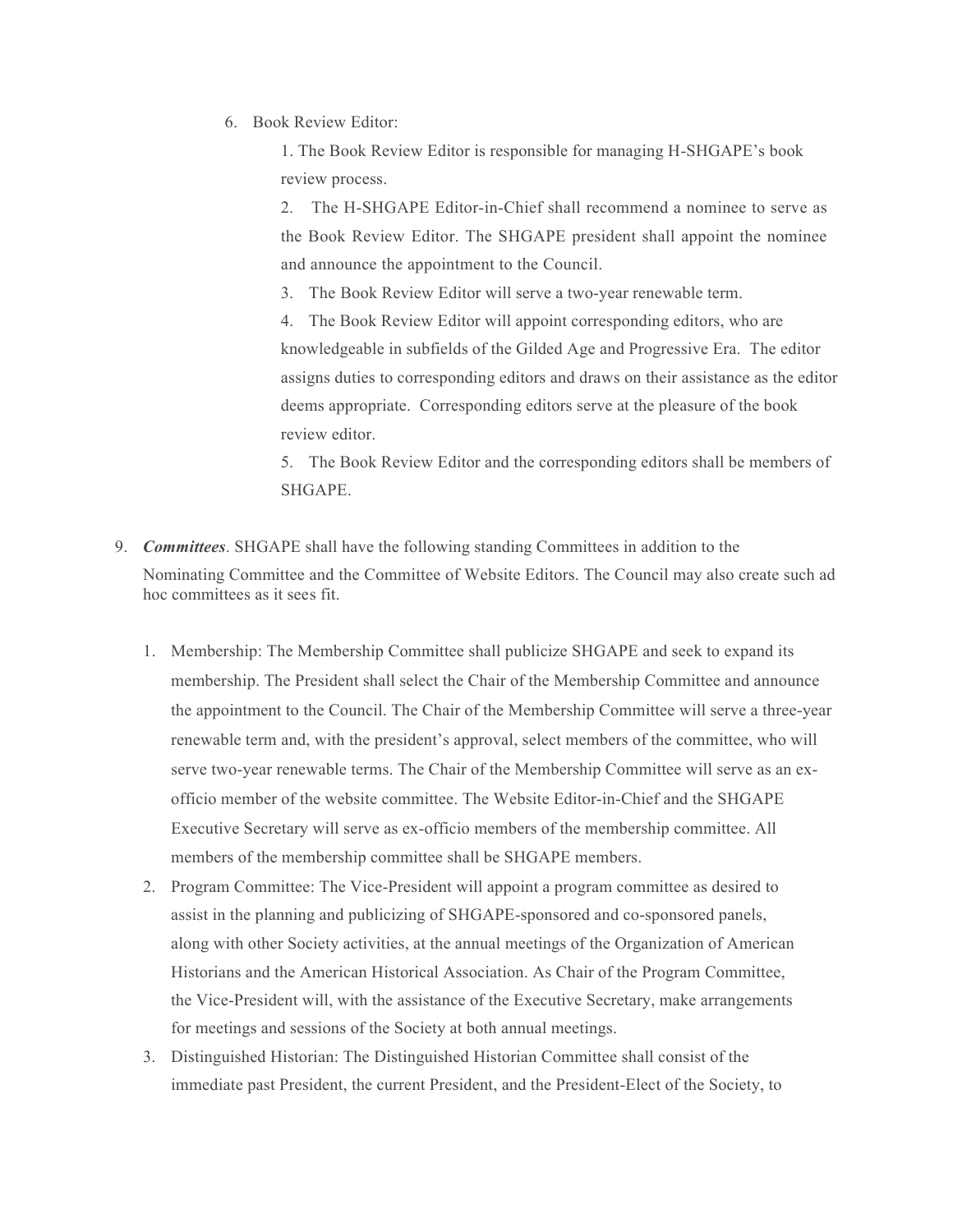6. Book Review Editor:

    1. The Book Review Editor is responsible for managing H-SHGAPE's book review process.

    2. The H-SHGAPE Editor-in-Chief shall recommend a nominee to serve as the Book Review Editor. The SHGAPE president shall appoint the nominee and announce the appointment to the Council.

    3. The Book Review Editor will serve a two-year renewable term.

    4. The Book Review Editor will appoint corresponding editors, who are knowledgeable in subfields of the Gilded Age and Progressive Era. The editor assigns duties to corresponding editors and draws on their assistance as the editor deems appropriate. Corresponding editors serve at the pleasure of the book review editor.

    5. The Book Review Editor and the corresponding editors shall be members of SHGAPE.

9. ***Committees***. SHGAPE shall have the following standing Committees in addition to the Nominating Committee and the Committee of Website Editors. The Council may also create such ad hoc committees as it sees fit.

    1. Membership: The Membership Committee shall publicize SHGAPE and seek to expand its membership. The President shall select the Chair of the Membership Committee and announce the appointment to the Council. The Chair of the Membership Committee will serve a three-year renewable term and, with the president's approval, select members of the committee, who will serve two-year renewable terms. The Chair of the Membership Committee will serve as an ex-officio member of the website committee. The Website Editor-in-Chief and the SHGAPE Executive Secretary will serve as ex-officio members of the membership committee. All members of the membership committee shall be SHGAPE members.
    2. Program Committee: The Vice-President will appoint a program committee as desired to assist in the planning and publicizing of SHGAPE-sponsored and co-sponsored panels, along with other Society activities, at the annual meetings of the Organization of American Historians and the American Historical Association. As Chair of the Program Committee, the Vice-President will, with the assistance of the Executive Secretary, make arrangements for meetings and sessions of the Society at both annual meetings.
    3. Distinguished Historian: The Distinguished Historian Committee shall consist of the immediate past President, the current President, and the President-Elect of the Society, to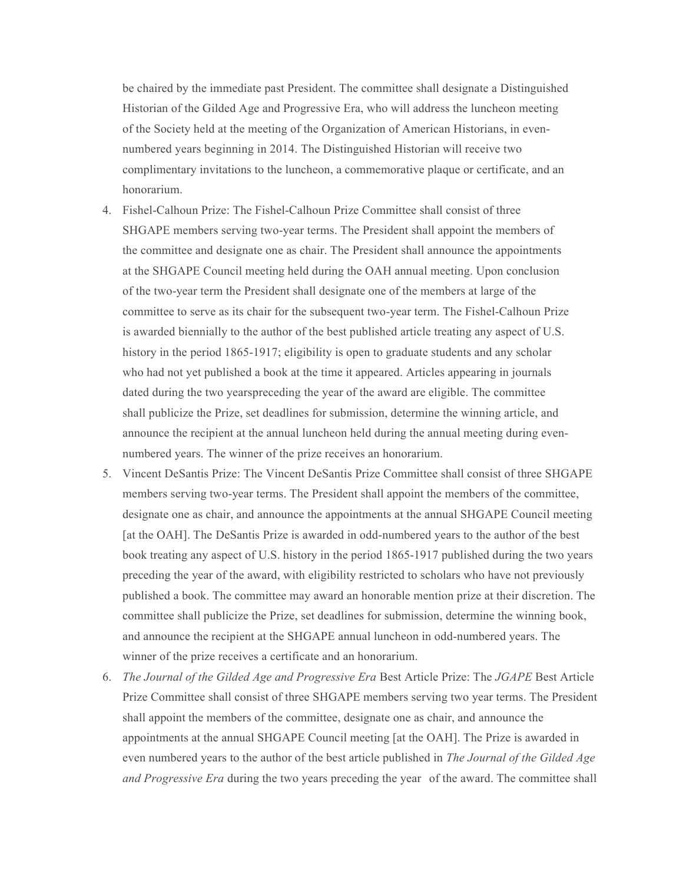be chaired by the immediate past President. The committee shall designate a Distinguished Historian of the Gilded Age and Progressive Era, who will address the luncheon meeting of the Society held at the meeting of the Organization of American Historians, in even-numbered years beginning in 2014. The Distinguished Historian will receive two complimentary invitations to the luncheon, a commemorative plaque or certificate, and an honorarium.

4. Fishel-Calhoun Prize: The Fishel-Calhoun Prize Committee shall consist of three SHGAPE members serving two-year terms. The President shall appoint the members of the committee and designate one as chair. The President shall announce the appointments at the SHGAPE Council meeting held during the OAH annual meeting. Upon conclusion of the two-year term the President shall designate one of the members at large of the committee to serve as its chair for the subsequent two-year term. The Fishel-Calhoun Prize is awarded biennially to the author of the best published article treating any aspect of U.S. history in the period 1865-1917; eligibility is open to graduate students and any scholar who had not yet published a book at the time it appeared. Articles appearing in journals dated during the two yearspreceding the year of the award are eligible. The committee shall publicize the Prize, set deadlines for submission, determine the winning article, and announce the recipient at the annual luncheon held during the annual meeting during even-numbered years. The winner of the prize receives an honorarium.
5. Vincent DeSantis Prize: The Vincent DeSantis Prize Committee shall consist of three SHGAPE members serving two-year terms. The President shall appoint the members of the committee, designate one as chair, and announce the appointments at the annual SHGAPE Council meeting [at the OAH]. The DeSantis Prize is awarded in odd-numbered years to the author of the best book treating any aspect of U.S. history in the period 1865-1917 published during the two years preceding the year of the award, with eligibility restricted to scholars who have not previously published a book. The committee may award an honorable mention prize at their discretion. The committee shall publicize the Prize, set deadlines for submission, determine the winning book, and announce the recipient at the SHGAPE annual luncheon in odd-numbered years. The winner of the prize receives a certificate and an honorarium.
6. *The Journal of the Gilded Age and Progressive Era* Best Article Prize: The *JGAPE* Best Article Prize Committee shall consist of three SHGAPE members serving two year terms. The President shall appoint the members of the committee, designate one as chair, and announce the appointments at the annual SHGAPE Council meeting [at the OAH]. The Prize is awarded in even numbered years to the author of the best article published in *The Journal of the Gilded Age and Progressive Era* during the two years preceding the year of the award. The committee shall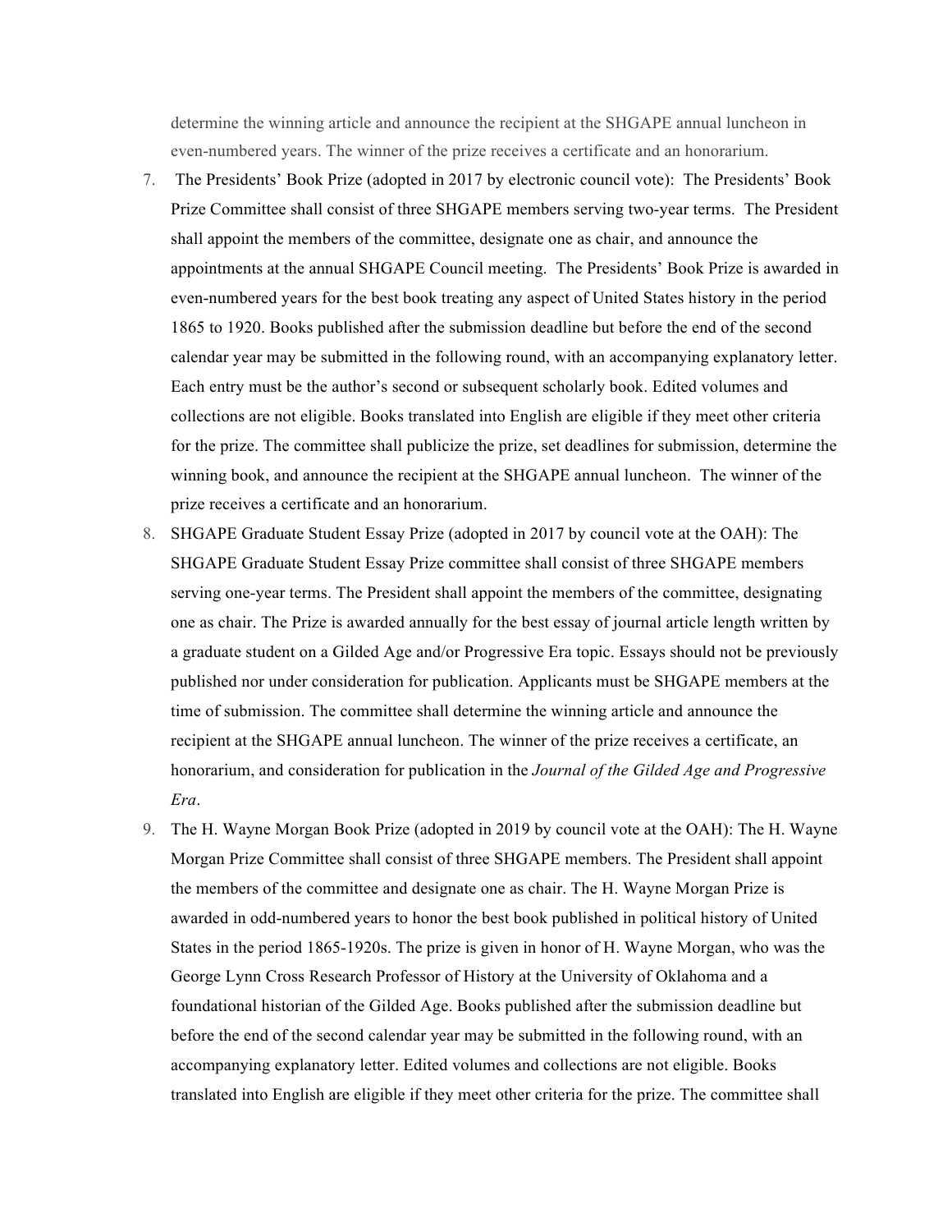determine the winning article and announce the recipient at the SHGAPE annual luncheon in even-numbered years. The winner of the prize receives a certificate and an honorarium.

7. The Presidents' Book Prize (adopted in 2017 by electronic council vote): The Presidents' Book Prize Committee shall consist of three SHGAPE members serving two-year terms. The President shall appoint the members of the committee, designate one as chair, and announce the appointments at the annual SHGAPE Council meeting. The Presidents' Book Prize is awarded in even-numbered years for the best book treating any aspect of United States history in the period 1865 to 1920. Books published after the submission deadline but before the end of the second calendar year may be submitted in the following round, with an accompanying explanatory letter. Each entry must be the author's second or subsequent scholarly book. Edited volumes and collections are not eligible. Books translated into English are eligible if they meet other criteria for the prize. The committee shall publicize the prize, set deadlines for submission, determine the winning book, and announce the recipient at the SHGAPE annual luncheon. The winner of the prize receives a certificate and an honorarium.
8. SHGAPE Graduate Student Essay Prize (adopted in 2017 by council vote at the OAH): The SHGAPE Graduate Student Essay Prize committee shall consist of three SHGAPE members serving one-year terms. The President shall appoint the members of the committee, designating one as chair. The Prize is awarded annually for the best essay of journal article length written by a graduate student on a Gilded Age and/or Progressive Era topic. Essays should not be previously published nor under consideration for publication. Applicants must be SHGAPE members at the time of submission. The committee shall determine the winning article and announce the recipient at the SHGAPE annual luncheon. The winner of the prize receives a certificate, an honorarium, and consideration for publication in the *Journal of the Gilded Age and Progressive Era*.
9. The H. Wayne Morgan Book Prize (adopted in 2019 by council vote at the OAH): The H. Wayne Morgan Prize Committee shall consist of three SHGAPE members. The President shall appoint the members of the committee and designate one as chair. The H. Wayne Morgan Prize is awarded in odd-numbered years to honor the best book published in political history of United States in the period 1865-1920s. The prize is given in honor of H. Wayne Morgan, who was the George Lynn Cross Research Professor of History at the University of Oklahoma and a foundational historian of the Gilded Age. Books published after the submission deadline but before the end of the second calendar year may be submitted in the following round, with an accompanying explanatory letter. Edited volumes and collections are not eligible. Books translated into English are eligible if they meet other criteria for the prize. The committee shall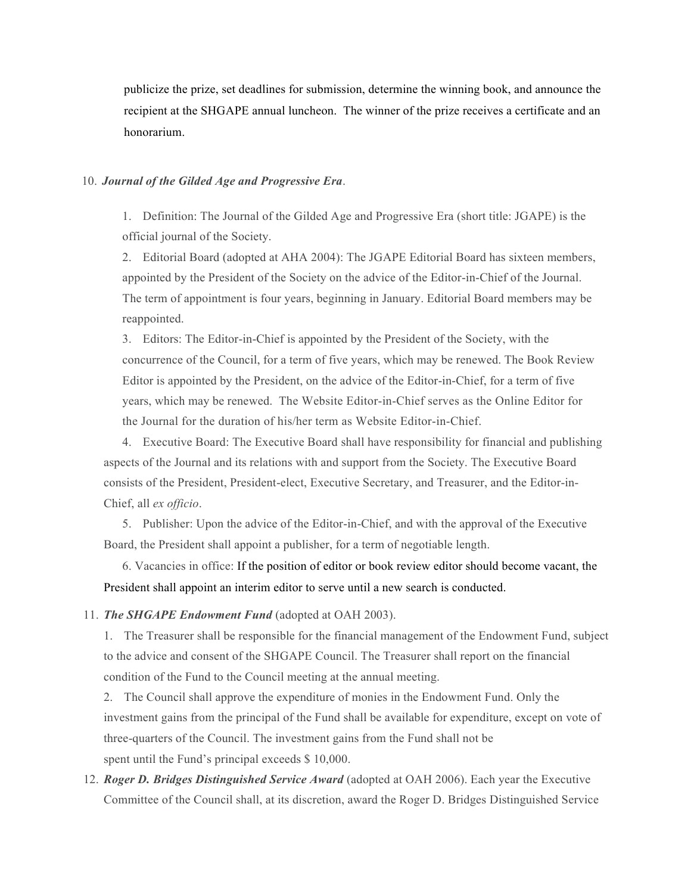publicize the prize, set deadlines for submission, determine the winning book, and announce the recipient at the SHGAPE annual luncheon. The winner of the prize receives a certificate and an honorarium.

10. ***Journal of the Gilded Age and Progressive Era*.**

    1. Definition: The Journal of the Gilded Age and Progressive Era (short title: JGAPE) is the official journal of the Society.

    2. Editorial Board (adopted at AHA 2004): The JGAPE Editorial Board has sixteen members, appointed by the President of the Society on the advice of the Editor-in-Chief of the Journal. The term of appointment is four years, beginning in January. Editorial Board members may be reappointed.

    3. Editors: The Editor-in-Chief is appointed by the President of the Society, with the concurrence of the Council, for a term of five years, which may be renewed. The Book Review Editor is appointed by the President, on the advice of the Editor-in-Chief, for a term of five years, which may be renewed. The Website Editor-in-Chief serves as the Online Editor for the Journal for the duration of his/her term as Website Editor-in-Chief.

    4. Executive Board: The Executive Board shall have responsibility for financial and publishing aspects of the Journal and its relations with and support from the Society. The Executive Board consists of the President, President-elect, Executive Secretary, and Treasurer, and the Editor-in-Chief, all *ex officio*.

    5. Publisher: Upon the advice of the Editor-in-Chief, and with the approval of the Executive Board, the President shall appoint a publisher, for a term of negotiable length.

    6. Vacancies in office: If the position of editor or book review editor should become vacant, the President shall appoint an interim editor to serve until a new search is conducted.

11. ***The SHGAPE Endowment Fund*** (adopted at OAH 2003).

    1. The Treasurer shall be responsible for the financial management of the Endowment Fund, subject to the advice and consent of the SHGAPE Council. The Treasurer shall report on the financial condition of the Fund to the Council meeting at the annual meeting.

    2. The Council shall approve the expenditure of monies in the Endowment Fund. Only the investment gains from the principal of the Fund shall be available for expenditure, except on vote of three-quarters of the Council. The investment gains from the Fund shall not be spent until the Fund's principal exceeds $ 10,000.

12. ***Roger D. Bridges Distinguished Service Award*** (adopted at OAH 2006). Each year the Executive Committee of the Council shall, at its discretion, award the Roger D. Bridges Distinguished Service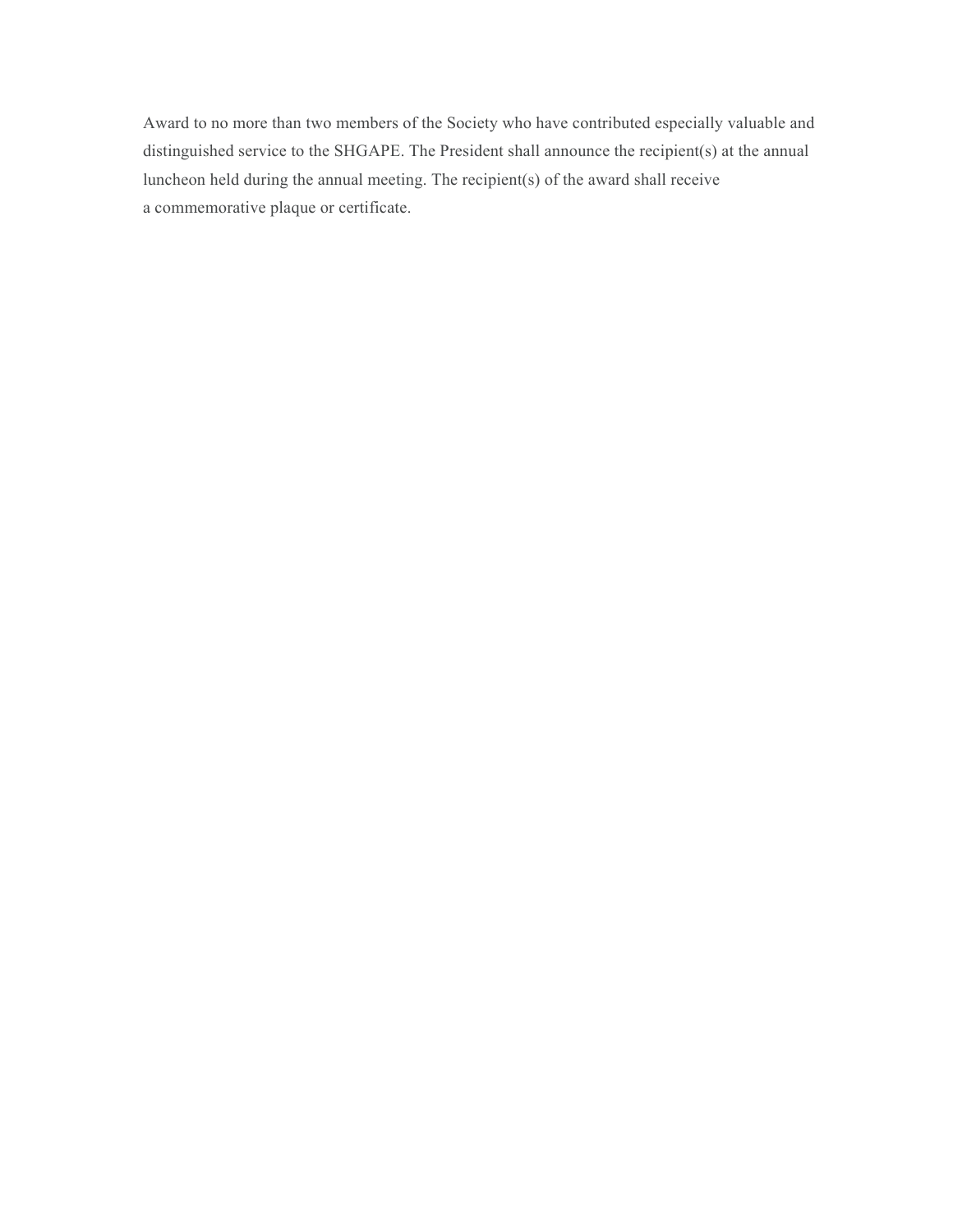Award to no more than two members of the Society who have contributed especially valuable and distinguished service to the SHGAPE. The President shall announce the recipient(s) at the annual luncheon held during the annual meeting. The recipient(s) of the award shall receive a commemorative plaque or certificate.